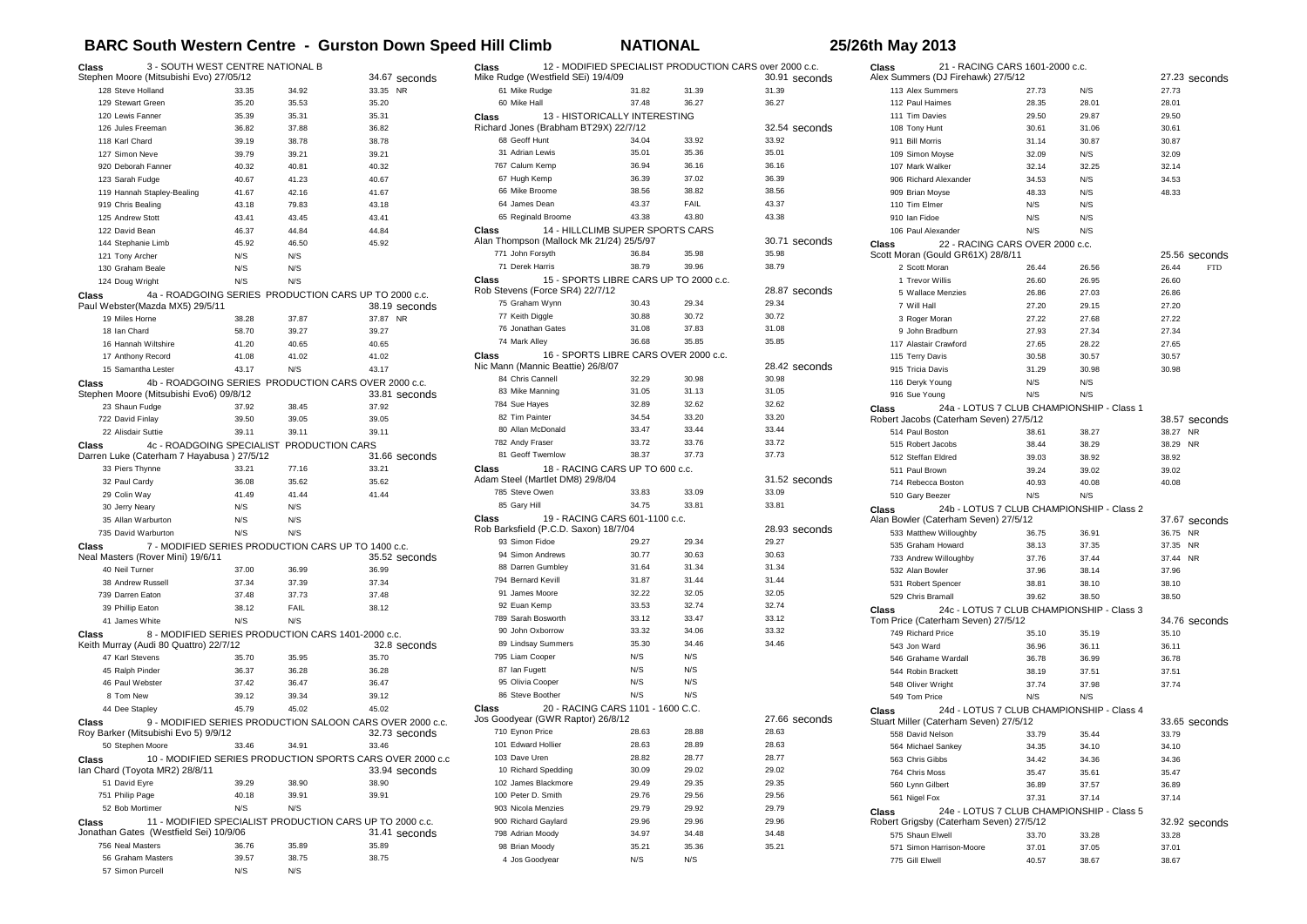# BARC South Western Centre - Gurston Down Speed Hill Climb NATIONAL 25/26th May 2013

**Class 3 - SOUTH WEST CENTRE NATIONAL B**
Stephen Moore (Mitsubishi Evo) 27/05/12 — 34.67 seconds

| No. | Driver | Run 1 | Run 2 | Best | |
|---|---|---|---|---|---|
| 128 | Steve Holland | 33.35 | 34.92 | 33.35 | NR |
| 129 | Stewart Green | 35.20 | 35.53 | 35.20 | |
| 120 | Lewis Fanner | 35.39 | 35.31 | 35.31 | |
| 126 | Jules Freeman | 36.82 | 37.88 | 36.82 | |
| 118 | Karl Chard | 39.19 | 38.78 | 38.78 | |
| 127 | Simon Neve | 39.79 | 39.21 | 39.21 | |
| 920 | Deborah Fanner | 40.32 | 40.81 | 40.32 | |
| 123 | Sarah Fudge | 40.67 | 41.23 | 40.67 | |
| 119 | Hannah Stapley-Bealing | 41.67 | 42.16 | 41.67 | |
| 919 | Chris Bealing | 43.18 | 79.83 | 43.18 | |
| 125 | Andrew Stott | 43.41 | 43.45 | 43.41 | |
| 122 | David Bean | 46.37 | 44.84 | 44.84 | |
| 144 | Stephanie Limb | 45.92 | 46.50 | 45.92 | |
| 121 | Tony Archer | N/S | N/S | | |
| 130 | Graham Beale | N/S | N/S | | |
| 124 | Doug Wright | N/S | N/S | | |

**Class 4a - ROADGOING SERIES PRODUCTION CARS UP TO 2000 c.c.**
Paul Webster(Mazda MX5) 29/5/11 — 38.19 seconds

| No. | Driver | Run 1 | Run 2 | Best | |
|---|---|---|---|---|---|
| 19 | Miles Horne | 38.28 | 37.87 | 37.87 | NR |
| 18 | Ian Chard | 58.70 | 39.27 | 39.27 | |
| 16 | Hannah Wiltshire | 41.20 | 40.65 | 40.65 | |
| 17 | Anthony Record | 41.08 | 41.02 | 41.02 | |
| 15 | Samantha Lester | 43.17 | N/S | 43.17 | |

**Class 4b - ROADGOING SERIES PRODUCTION CARS OVER 2000 c.c.**
Stephen Moore (Mitsubishi Evo6) 09/8/12 — 33.81 seconds

| No. | Driver | Run 1 | Run 2 | Best |
|---|---|---|---|---|
| 23 | Shaun Fudge | 37.92 | 38.45 | 37.92 |
| 722 | David Finlay | 39.50 | 39.05 | 39.05 |
| 22 | Alisdair Suttie | 39.11 | 39.11 | 39.11 |

**Class 4c - ROADGOING SPECIALIST PRODUCTION CARS**
Darren Luke (Caterham 7 Hayabusa ) 27/5/12 — 31.66 seconds

| No. | Driver | Run 1 | Run 2 | Best |
|---|---|---|---|---|
| 33 | Piers Thynne | 33.21 | 77.16 | 33.21 |
| 32 | Paul Cardy | 36.08 | 35.62 | 35.62 |
| 29 | Colin Way | 41.49 | 41.44 | 41.44 |
| 30 | Jerry Neary | N/S | N/S | |
| 35 | Allan Warburton | N/S | N/S | |
| 735 | David Warburton | N/S | N/S | |

**Class 7 - MODIFIED SERIES PRODUCTION CARS UP TO 1400 c.c.**
Neal Masters (Rover Mini) 19/6/11 — 35.52 seconds

| No. | Driver | Run 1 | Run 2 | Best |
|---|---|---|---|---|
| 40 | Neil Turner | 37.00 | 36.99 | 36.99 |
| 38 | Andrew Russell | 37.34 | 37.39 | 37.34 |
| 739 | Darren Eaton | 37.48 | 37.73 | 37.48 |
| 39 | Phillip Eaton | 38.12 | FAIL | 38.12 |
| 41 | James White | N/S | N/S | |

**Class 8 - MODIFIED SERIES PRODUCTION CARS 1401-2000 c.c.**
Keith Murray (Audi 80 Quattro) 22/7/12 — 32.8 seconds

| No. | Driver | Run 1 | Run 2 | Best |
|---|---|---|---|---|
| 47 | Karl Stevens | 35.70 | 35.95 | 35.70 |
| 45 | Ralph Pinder | 36.37 | 36.28 | 36.28 |
| 46 | Paul Webster | 37.42 | 36.47 | 36.47 |
| 8 | Tom New | 39.12 | 39.34 | 39.12 |
| 44 | Dee Stapley | 45.79 | 45.02 | 45.02 |

**Class 9 - MODIFIED SERIES PRODUCTION SALOON CARS OVER 2000 c.c.**
Roy Barker (Mitsubishi Evo 5) 9/9/12 — 32.73 seconds

| No. | Driver | Run 1 | Run 2 | Best |
|---|---|---|---|---|
| 50 | Stephen Moore | 33.46 | 34.91 | 33.46 |

**Class 10 - MODIFIED SERIES PRODUCTION SPORTS CARS OVER 2000 c.c**
Ian Chard (Toyota MR2) 28/8/11 — 33.94 seconds

| No. | Driver | Run 1 | Run 2 | Best |
|---|---|---|---|---|
| 51 | David Eyre | 39.29 | 38.90 | 38.90 |
| 751 | Philip Page | 40.18 | 39.91 | 39.91 |
| 52 | Bob Mortimer | N/S | N/S | |

**Class 11 - MODIFIED SPECIALIST PRODUCTION CARS UP TO 2000 c.c.**
Jonathan Gates (Westfield Sei) 10/9/06 — 31.41 seconds

| No. | Driver | Run 1 | Run 2 | Best |
|---|---|---|---|---|
| 756 | Neal Masters | 36.76 | 35.89 | 35.89 |
| 56 | Graham Masters | 39.57 | 38.75 | 38.75 |
| 57 | Simon Purcell | N/S | N/S | |

**Class 12 - MODIFIED SPECIALIST PRODUCTION CARS over 2000 c.c.**
Mike Rudge (Westfield SEi) 19/4/09 — 30.91 seconds

| No. | Driver | Run 1 | Run 2 | Best |
|---|---|---|---|---|
| 61 | Mike Rudge | 31.82 | 31.39 | 31.39 |
| 60 | Mike Hall | 37.48 | 36.27 | 36.27 |

**Class 13 - HISTORICALLY INTERESTING**
Richard Jones (Brabham BT29X) 22/7/12 — 32.54 seconds

| No. | Driver | Run 1 | Run 2 | Best |
|---|---|---|---|---|
| 68 | Geoff Hunt | 34.04 | 33.92 | 33.92 |
| 31 | Adrian Lewis | 35.01 | 35.36 | 35.01 |
| 767 | Calum Kemp | 36.94 | 36.16 | 36.16 |
| 67 | Hugh Kemp | 36.39 | 37.02 | 36.39 |
| 66 | Mike Broome | 38.56 | 38.82 | 38.56 |
| 64 | James Dean | 43.37 | FAIL | 43.37 |
| 65 | Reginald Broome | 43.38 | 43.80 | 43.38 |

**Class 14 - HILLCLIMB SUPER SPORTS CARS**
Alan Thompson (Mallock Mk 21/24) 25/5/97 — 30.71 seconds

| No. | Driver | Run 1 | Run 2 | Best |
|---|---|---|---|---|
| 771 | John Forsyth | 36.84 | 35.98 | 35.98 |
| 71 | Derek Harris | 38.79 | 39.96 | 38.79 |

**Class 15 - SPORTS LIBRE CARS UP TO 2000 c.c.**
Rob Stevens (Force SR4) 22/7/12 — 28.87 seconds

| No. | Driver | Run 1 | Run 2 | Best |
|---|---|---|---|---|
| 75 | Graham Wynn | 30.43 | 29.34 | 29.34 |
| 77 | Keith Diggle | 30.88 | 30.72 | 30.72 |
| 76 | Jonathan Gates | 31.08 | 37.83 | 31.08 |
| 74 | Mark Alley | 36.68 | 35.85 | 35.85 |

**Class 16 - SPORTS LIBRE CARS OVER 2000 c.c.**
Nic Mann (Mannic Beattie) 26/8/07 — 28.42 seconds

| No. | Driver | Run 1 | Run 2 | Best |
|---|---|---|---|---|
| 84 | Chris Cannell | 32.29 | 30.98 | 30.98 |
| 83 | Mike Manning | 31.05 | 31.13 | 31.05 |
| 784 | Sue Hayes | 32.89 | 32.62 | 32.62 |
| 82 | Tim Painter | 34.54 | 33.20 | 33.20 |
| 80 | Allan McDonald | 33.47 | 33.44 | 33.44 |
| 782 | Andy Fraser | 33.72 | 33.76 | 33.72 |
| 81 | Geoff Twemlow | 38.37 | 37.73 | 37.73 |

**Class 18 - RACING CARS UP TO 600 c.c.**
Adam Steel (Martlet DM8) 29/8/04 — 31.52 seconds

| No. | Driver | Run 1 | Run 2 | Best |
|---|---|---|---|---|
| 785 | Steve Owen | 33.83 | 33.09 | 33.09 |
| 85 | Gary Hill | 34.75 | 33.81 | 33.81 |

**Class 19 - RACING CARS 601-1100 c.c.**
Rob Barksfield (P.C.D. Saxon) 18/7/04 — 28.93 seconds

| No. | Driver | Run 1 | Run 2 | Best |
|---|---|---|---|---|
| 93 | Simon Fidoe | 29.27 | 29.34 | 29.27 |
| 94 | Simon Andrews | 30.77 | 30.63 | 30.63 |
| 88 | Darren Gumbley | 31.64 | 31.34 | 31.34 |
| 794 | Bernard Kevill | 31.87 | 31.44 | 31.44 |
| 91 | James Moore | 32.22 | 32.05 | 32.05 |
| 92 | Euan Kemp | 33.53 | 32.74 | 32.74 |
| 789 | Sarah Bosworth | 33.12 | 33.47 | 33.12 |
| 90 | John Oxborrow | 33.32 | 34.06 | 33.32 |
| 89 | Lindsay Summers | 35.30 | 34.46 | 34.46 |
| 795 | Liam Cooper | N/S | N/S | |
| 87 | Ian Fugett | N/S | N/S | |
| 95 | Olivia Cooper | N/S | N/S | |
| 86 | Steve Boother | N/S | N/S | |

**Class 20 - RACING CARS 1101 - 1600 C.C.**
Jos Goodyear (GWR Raptor) 26/8/12 — 27.66 seconds

| No. | Driver | Run 1 | Run 2 | Best |
|---|---|---|---|---|
| 710 | Eynon Price | 28.63 | 28.88 | 28.63 |
| 101 | Edward Hollier | 28.63 | 28.89 | 28.63 |
| 103 | Dave Uren | 28.82 | 28.77 | 28.77 |
| 10 | Richard Spedding | 30.09 | 29.02 | 29.02 |
| 102 | James Blackmore | 29.49 | 29.35 | 29.35 |
| 100 | Peter D. Smith | 29.76 | 29.56 | 29.56 |
| 903 | Nicola Menzies | 29.79 | 29.92 | 29.79 |
| 900 | Richard Gaylard | 29.96 | 29.96 | 29.96 |
| 798 | Adrian Moody | 34.97 | 34.48 | 34.48 |
| 98 | Brian Moody | 35.21 | 35.36 | 35.21 |
| 4 | Jos Goodyear | N/S | N/S | |

**Class 21 - RACING CARS 1601-2000 c.c.**
Alex Summers (DJ Firehawk) 27/5/12 — 27.23 seconds

| No. | Driver | Run 1 | Run 2 | Best |
|---|---|---|---|---|
| 113 | Alex Summers | 27.73 | N/S | 27.73 |
| 112 | Paul Haimes | 28.35 | 28.01 | 28.01 |
| 111 | Tim Davies | 29.50 | 29.87 | 29.50 |
| 108 | Tony Hunt | 30.61 | 31.06 | 30.61 |
| 911 | Bill Morris | 31.14 | 30.87 | 30.87 |
| 109 | Simon Moyse | 32.09 | N/S | 32.09 |
| 107 | Mark Walker | 32.14 | 32.25 | 32.14 |
| 906 | Richard Alexander | 34.53 | N/S | 34.53 |
| 909 | Brian Moyse | 48.33 | N/S | 48.33 |
| 110 | Tim Elmer | N/S | N/S | |
| 910 | Ian Fidoe | N/S | N/S | |
| 106 | Paul Alexander | N/S | N/S | |

**Class 22 - RACING CARS OVER 2000 c.c.**
Scott Moran (Gould GR61X) 28/8/11 — 25.56 seconds

| No. | Driver | Run 1 | Run 2 | Best | |
|---|---|---|---|---|---|
| 2 | Scott Moran | 26.44 | 26.56 | 26.44 | FTD |
| 1 | Trevor Willis | 26.60 | 26.95 | 26.60 | |
| 5 | Wallace Menzies | 26.86 | 27.03 | 26.86 | |
| 7 | Will Hall | 27.20 | 29.15 | 27.20 | |
| 3 | Roger Moran | 27.22 | 27.68 | 27.22 | |
| 9 | John Bradburn | 27.93 | 27.34 | 27.34 | |
| 117 | Alastair Crawford | 27.65 | 28.22 | 27.65 | |
| 115 | Terry Davis | 30.58 | 30.57 | 30.57 | |
| 915 | Tricia Davis | 31.29 | 30.98 | 30.98 | |
| 116 | Deryk Young | N/S | N/S | | |
| 916 | Sue Young | N/S | N/S | | |

**Class 24a - LOTUS 7 CLUB CHAMPIONSHIP - Class 1**
Robert Jacobs (Caterham Seven) 27/5/12 — 38.57 seconds

| No. | Driver | Run 1 | Run 2 | Best | |
|---|---|---|---|---|---|
| 514 | Paul Boston | 38.61 | 38.27 | 38.27 | NR |
| 515 | Robert Jacobs | 38.44 | 38.29 | 38.29 | NR |
| 512 | Steffan Eldred | 39.03 | 38.92 | 38.92 | |
| 511 | Paul Brown | 39.24 | 39.02 | 39.02 | |
| 714 | Rebecca Boston | 40.93 | 40.08 | 40.08 | |
| 510 | Gary Beezer | N/S | N/S | | |

**Class 24b - LOTUS 7 CLUB CHAMPIONSHIP - Class 2**
Alan Bowler (Caterham Seven) 27/5/12 — 37.67 seconds

| No. | Driver | Run 1 | Run 2 | Best | |
|---|---|---|---|---|---|
| 533 | Matthew Willoughby | 36.75 | 36.91 | 36.75 | NR |
| 535 | Graham Howard | 38.13 | 37.35 | 37.35 | NR |
| 733 | Andrew Willoughby | 37.76 | 37.44 | 37.44 | NR |
| 532 | Alan Bowler | 37.96 | 38.14 | 37.96 | |
| 531 | Robert Spencer | 38.81 | 38.10 | 38.10 | |
| 529 | Chris Bramall | 39.62 | 38.50 | 38.50 | |

**Class 24c - LOTUS 7 CLUB CHAMPIONSHIP - Class 3**
Tom Price (Caterham Seven) 27/5/12 — 34.76 seconds

| No. | Driver | Run 1 | Run 2 | Best |
|---|---|---|---|---|
| 749 | Richard Price | 35.10 | 35.19 | 35.10 |
| 543 | Jon Ward | 36.96 | 36.11 | 36.11 |
| 546 | Grahame Wardall | 36.78 | 36.99 | 36.78 |
| 544 | Robin Brackett | 38.19 | 37.51 | 37.51 |
| 548 | Oliver Wright | 37.74 | 37.98 | 37.74 |
| 549 | Tom Price | N/S | N/S | |

**Class 24d - LOTUS 7 CLUB CHAMPIONSHIP - Class 4**
Stuart Miller (Caterham Seven) 27/5/12 — 33.65 seconds

| No. | Driver | Run 1 | Run 2 | Best |
|---|---|---|---|---|
| 558 | David Nelson | 33.79 | 35.44 | 33.79 |
| 564 | Michael Sankey | 34.35 | 34.10 | 34.10 |
| 563 | Chris Gibbs | 34.42 | 34.36 | 34.36 |
| 764 | Chris Moss | 35.47 | 35.61 | 35.47 |
| 560 | Lynn Gilbert | 36.89 | 37.57 | 36.89 |
| 561 | Nigel Fox | 37.31 | 37.14 | 37.14 |

**Class 24e - LOTUS 7 CLUB CHAMPIONSHIP - Class 5**
Robert Grigsby (Caterham Seven) 27/5/12 — 32.92 seconds

| No. | Driver | Run 1 | Run 2 | Best |
|---|---|---|---|---|
| 575 | Shaun Elwell | 33.70 | 33.28 | 33.28 |
| 571 | Simon Harrison-Moore | 37.01 | 37.05 | 37.01 |
| 775 | Gill Elwell | 40.57 | 38.67 | 38.67 |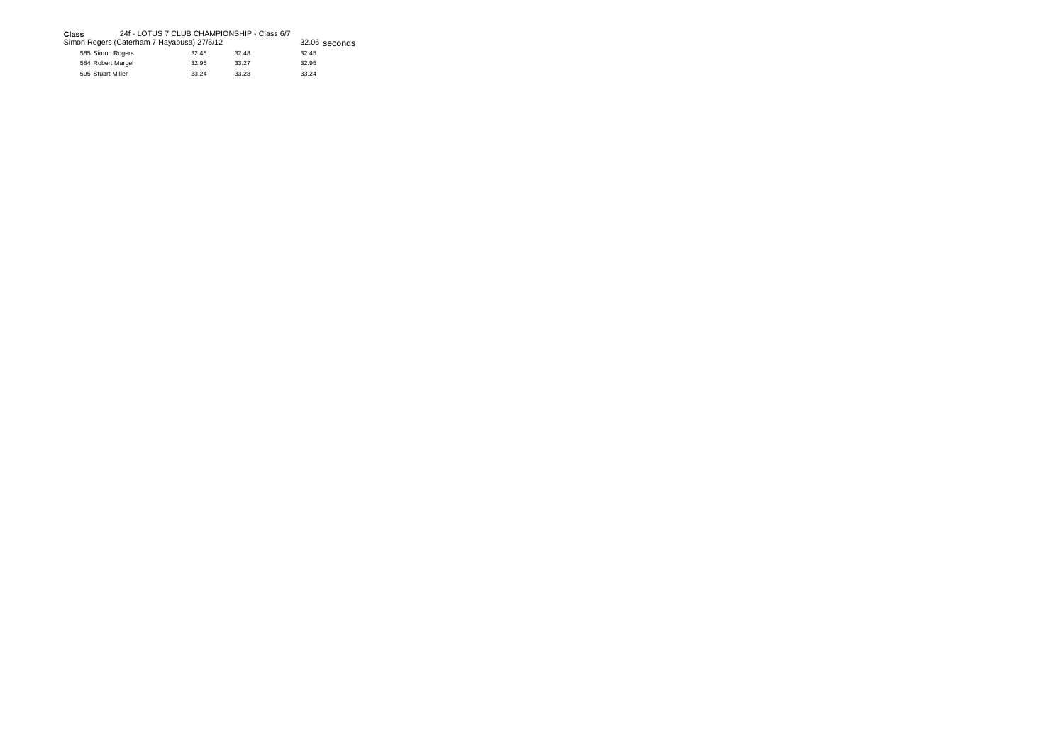**Class** 24f - LOTUS 7 CLUB CHAMPIONSHIP - Class 6/7

Simon Rogers (Caterham 7 Hayabusa) 27/5/12 32.06 seconds

| | | | | |
|---|---|---|---|---|
| 585 | Simon Rogers | 32.45 | 32.48 | 32.45 |
| 584 | Robert Margel | 32.95 | 33.27 | 32.95 |
| 595 | Stuart Miller | 33.24 | 33.28 | 33.24 |